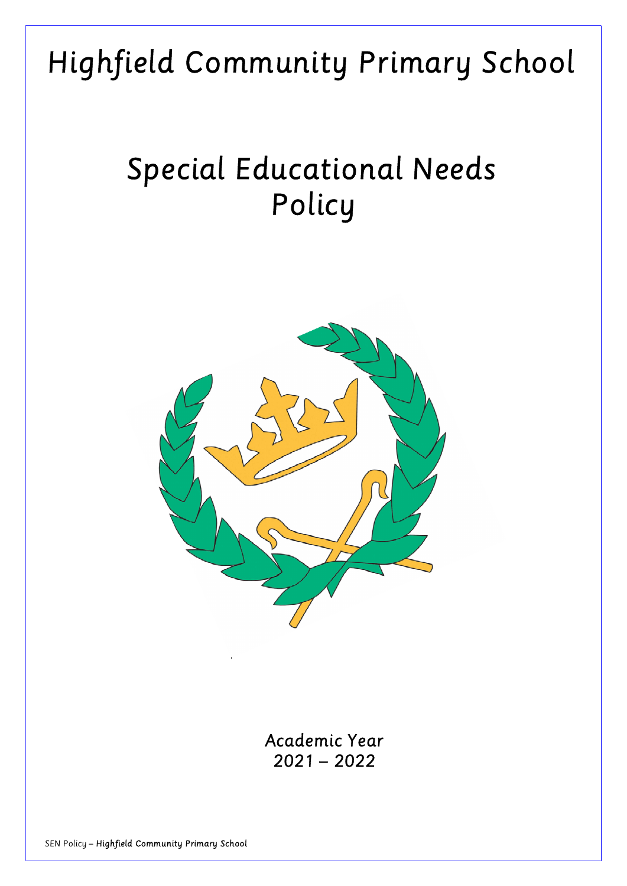# Highfield Community Primary School

# Special Educational Needs Policy

Academic Year
2021 – 2022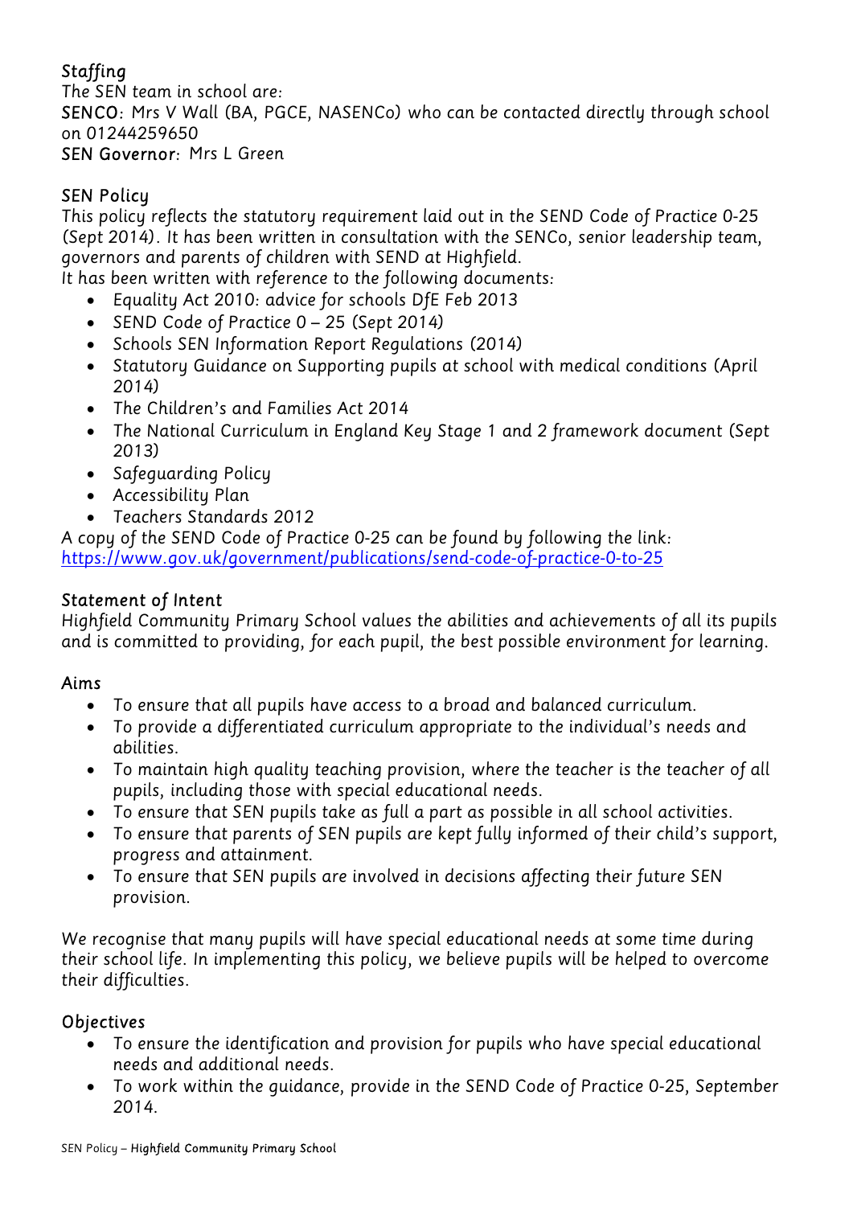## Staffing

The SEN team in school are:

**SENCO**: Mrs V Wall (BA, PGCE, NASENCo) who can be contacted directly through school on 01244259650

**SEN Governor**: Mrs L Green

## SEN Policy

This policy reflects the statutory requirement laid out in the SEND Code of Practice 0-25 (Sept 2014). It has been written in consultation with the SENCo, senior leadership team, governors and parents of children with SEND at Highfield.

It has been written with reference to the following documents:

- Equality Act 2010: advice for schools DfE Feb 2013
- SEND Code of Practice 0 – 25 (Sept 2014)
- Schools SEN Information Report Regulations (2014)
- Statutory Guidance on Supporting pupils at school with medical conditions (April 2014)
- The Children's and Families Act 2014
- The National Curriculum in England Key Stage 1 and 2 framework document (Sept 2013)
- Safeguarding Policy
- Accessibility Plan
- Teachers Standards 2012

A copy of the SEND Code of Practice 0-25 can be found by following the link: https://www.gov.uk/government/publications/send-code-of-practice-0-to-25

## Statement of Intent

Highfield Community Primary School values the abilities and achievements of all its pupils and is committed to providing, for each pupil, the best possible environment for learning.

## Aims

- To ensure that all pupils have access to a broad and balanced curriculum.
- To provide a differentiated curriculum appropriate to the individual's needs and abilities.
- To maintain high quality teaching provision, where the teacher is the teacher of all pupils, including those with special educational needs.
- To ensure that SEN pupils take as full a part as possible in all school activities.
- To ensure that parents of SEN pupils are kept fully informed of their child's support, progress and attainment.
- To ensure that SEN pupils are involved in decisions affecting their future SEN provision.

We recognise that many pupils will have special educational needs at some time during their school life. In implementing this policy, we believe pupils will be helped to overcome their difficulties.

## Objectives

- To ensure the identification and provision for pupils who have special educational needs and additional needs.
- To work within the guidance, provide in the SEND Code of Practice 0-25, September 2014.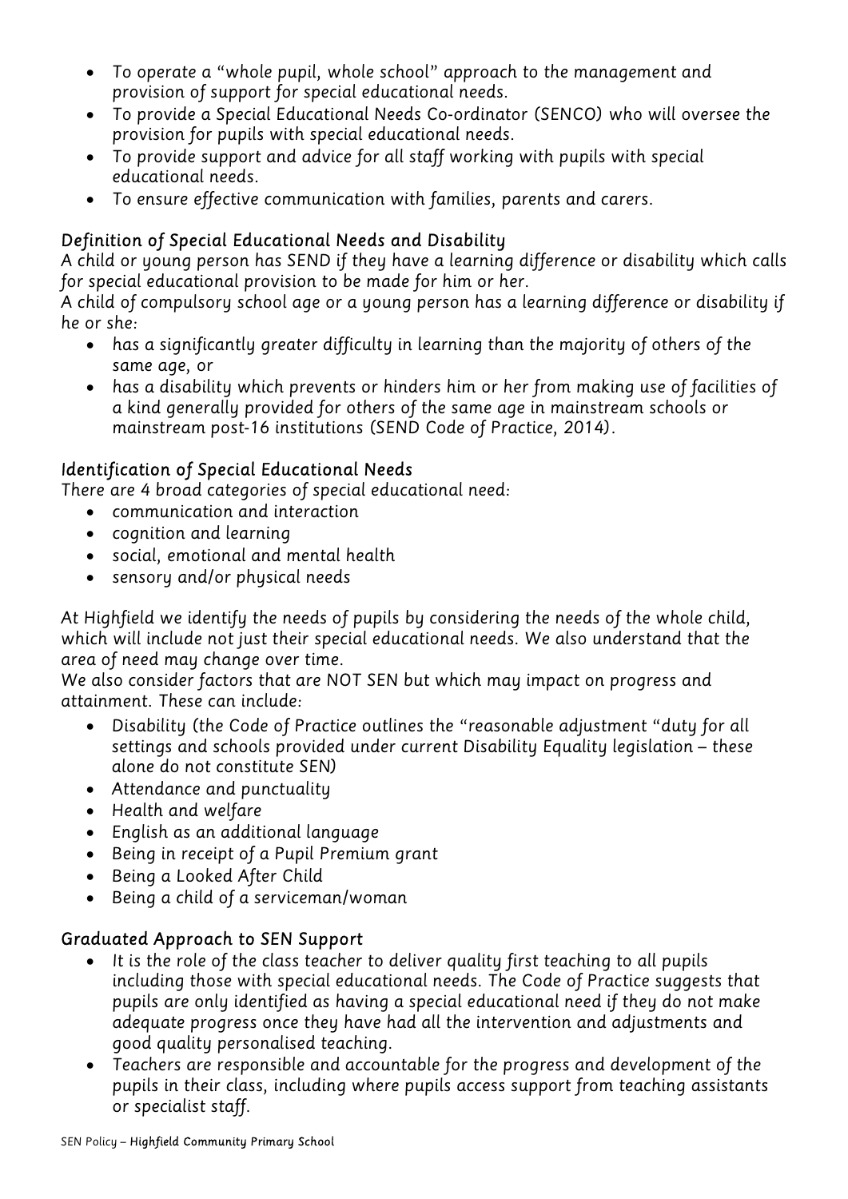- To operate a "whole pupil, whole school" approach to the management and provision of support for special educational needs.
- To provide a Special Educational Needs Co-ordinator (SENCO) who will oversee the provision for pupils with special educational needs.
- To provide support and advice for all staff working with pupils with special educational needs.
- To ensure effective communication with families, parents and carers.

## Definition of Special Educational Needs and Disability

A child or young person has SEND if they have a learning difference or disability which calls for special educational provision to be made for him or her.

A child of compulsory school age or a young person has a learning difference or disability if he or she:

- has a significantly greater difficulty in learning than the majority of others of the same age, or
- has a disability which prevents or hinders him or her from making use of facilities of a kind generally provided for others of the same age in mainstream schools or mainstream post-16 institutions (SEND Code of Practice, 2014).

## Identification of Special Educational Needs

There are 4 broad categories of special educational need:

- communication and interaction
- cognition and learning
- social, emotional and mental health
- sensory and/or physical needs

At Highfield we identify the needs of pupils by considering the needs of the whole child, which will include not just their special educational needs. We also understand that the area of need may change over time.

We also consider factors that are NOT SEN but which may impact on progress and attainment. These can include:

- Disability (the Code of Practice outlines the "reasonable adjustment "duty for all settings and schools provided under current Disability Equality legislation – these alone do not constitute SEN)
- Attendance and punctuality
- Health and welfare
- English as an additional language
- Being in receipt of a Pupil Premium grant
- Being a Looked After Child
- Being a child of a serviceman/woman

## Graduated Approach to SEN Support

- It is the role of the class teacher to deliver quality first teaching to all pupils including those with special educational needs. The Code of Practice suggests that pupils are only identified as having a special educational need if they do not make adequate progress once they have had all the intervention and adjustments and good quality personalised teaching.
- Teachers are responsible and accountable for the progress and development of the pupils in their class, including where pupils access support from teaching assistants or specialist staff.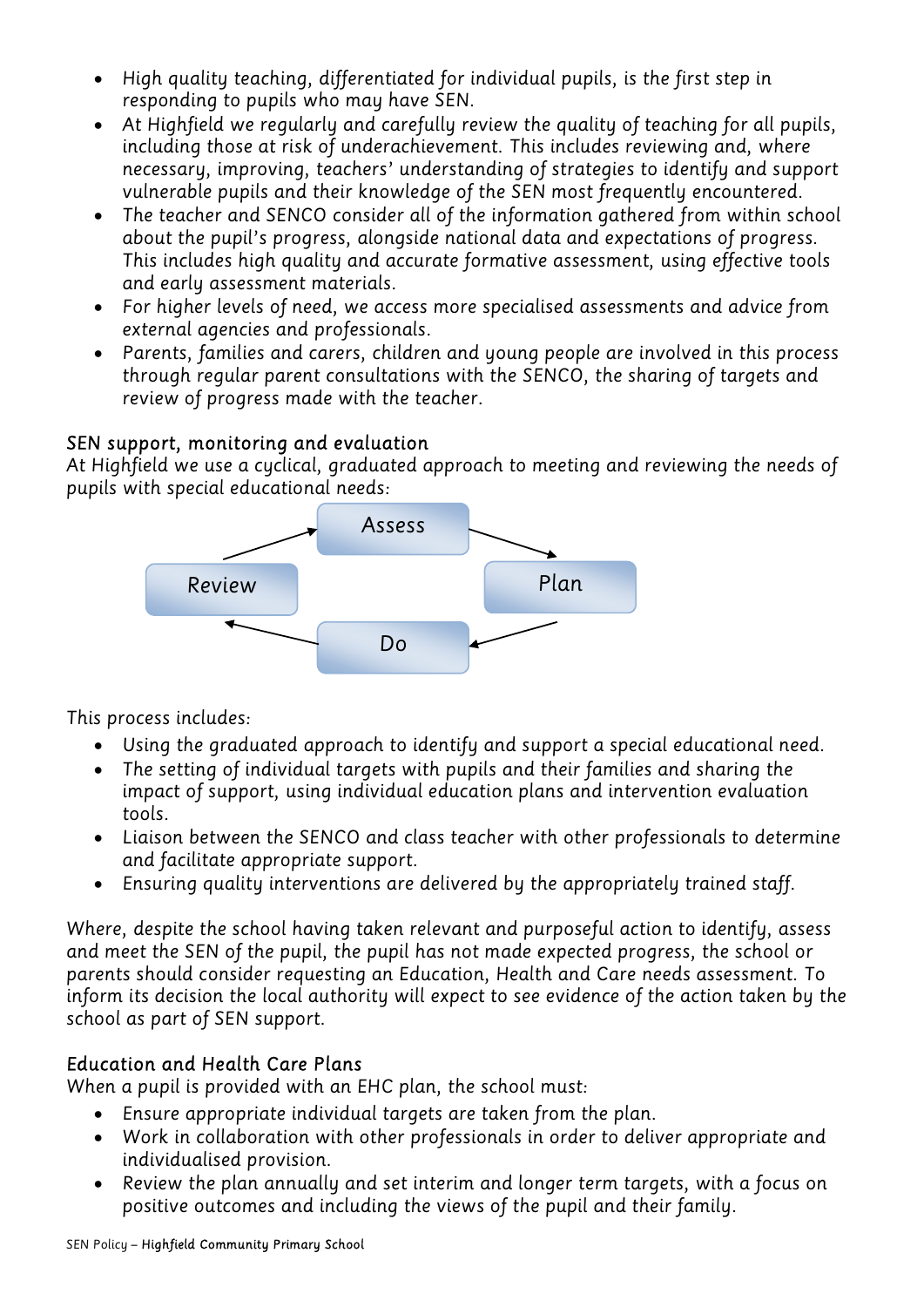- High quality teaching, differentiated for individual pupils, is the first step in responding to pupils who may have SEN.
- At Highfield we regularly and carefully review the quality of teaching for all pupils, including those at risk of underachievement. This includes reviewing and, where necessary, improving, teachers' understanding of strategies to identify and support vulnerable pupils and their knowledge of the SEN most frequently encountered.
- The teacher and SENCO consider all of the information gathered from within school about the pupil's progress, alongside national data and expectations of progress. This includes high quality and accurate formative assessment, using effective tools and early assessment materials.
- For higher levels of need, we access more specialised assessments and advice from external agencies and professionals.
- Parents, families and carers, children and young people are involved in this process through regular parent consultations with the SENCO, the sharing of targets and review of progress made with the teacher.

## SEN support, monitoring and evaluation

At Highfield we use a cyclical, graduated approach to meeting and reviewing the needs of pupils with special educational needs:

Assess → Plan → Do → Review → Assess

This process includes:

- Using the graduated approach to identify and support a special educational need.
- The setting of individual targets with pupils and their families and sharing the impact of support, using individual education plans and intervention evaluation tools.
- Liaison between the SENCO and class teacher with other professionals to determine and facilitate appropriate support.
- Ensuring quality interventions are delivered by the appropriately trained staff.

Where, despite the school having taken relevant and purposeful action to identify, assess and meet the SEN of the pupil, the pupil has not made expected progress, the school or parents should consider requesting an Education, Health and Care needs assessment. To inform its decision the local authority will expect to see evidence of the action taken by the school as part of SEN support.

## Education and Health Care Plans

When a pupil is provided with an EHC plan, the school must:

- Ensure appropriate individual targets are taken from the plan.
- Work in collaboration with other professionals in order to deliver appropriate and individualised provision.
- Review the plan annually and set interim and longer term targets, with a focus on positive outcomes and including the views of the pupil and their family.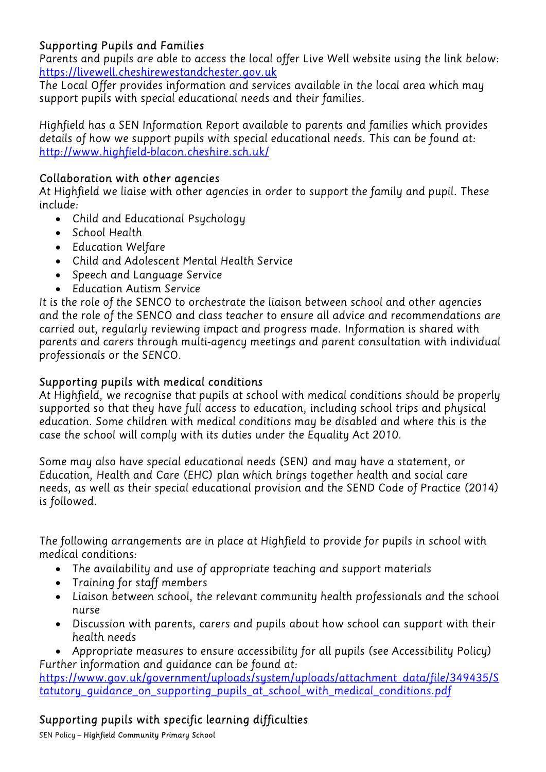## Supporting Pupils and Families

Parents and pupils are able to access the local offer Live Well website using the link below: https://livewell.cheshirewestandchester.gov.uk

The Local Offer provides information and services available in the local area which may support pupils with special educational needs and their families.

Highfield has a SEN Information Report available to parents and families which provides details of how we support pupils with special educational needs. This can be found at: http://www.highfield-blacon.cheshire.sch.uk/

## Collaboration with other agencies

At Highfield we liaise with other agencies in order to support the family and pupil. These include:

- Child and Educational Psychology
- School Health
- Education Welfare
- Child and Adolescent Mental Health Service
- Speech and Language Service
- Education Autism Service

It is the role of the SENCO to orchestrate the liaison between school and other agencies and the role of the SENCO and class teacher to ensure all advice and recommendations are carried out, regularly reviewing impact and progress made. Information is shared with parents and carers through multi-agency meetings and parent consultation with individual professionals or the SENCO.

## Supporting pupils with medical conditions

At Highfield, we recognise that pupils at school with medical conditions should be properly supported so that they have full access to education, including school trips and physical education. Some children with medical conditions may be disabled and where this is the case the school will comply with its duties under the Equality Act 2010.

Some may also have special educational needs (SEN) and may have a statement, or Education, Health and Care (EHC) plan which brings together health and social care needs, as well as their special educational provision and the SEND Code of Practice (2014) is followed.

The following arrangements are in place at Highfield to provide for pupils in school with medical conditions:

- The availability and use of appropriate teaching and support materials
- Training for staff members
- Liaison between school, the relevant community health professionals and the school nurse
- Discussion with parents, carers and pupils about how school can support with their health needs
- Appropriate measures to ensure accessibility for all pupils (see Accessibility Policy)

Further information and guidance can be found at: https://www.gov.uk/government/uploads/system/uploads/attachment_data/file/349435/Statutory_guidance_on_supporting_pupils_at_school_with_medical_conditions.pdf

## Supporting pupils with specific learning difficulties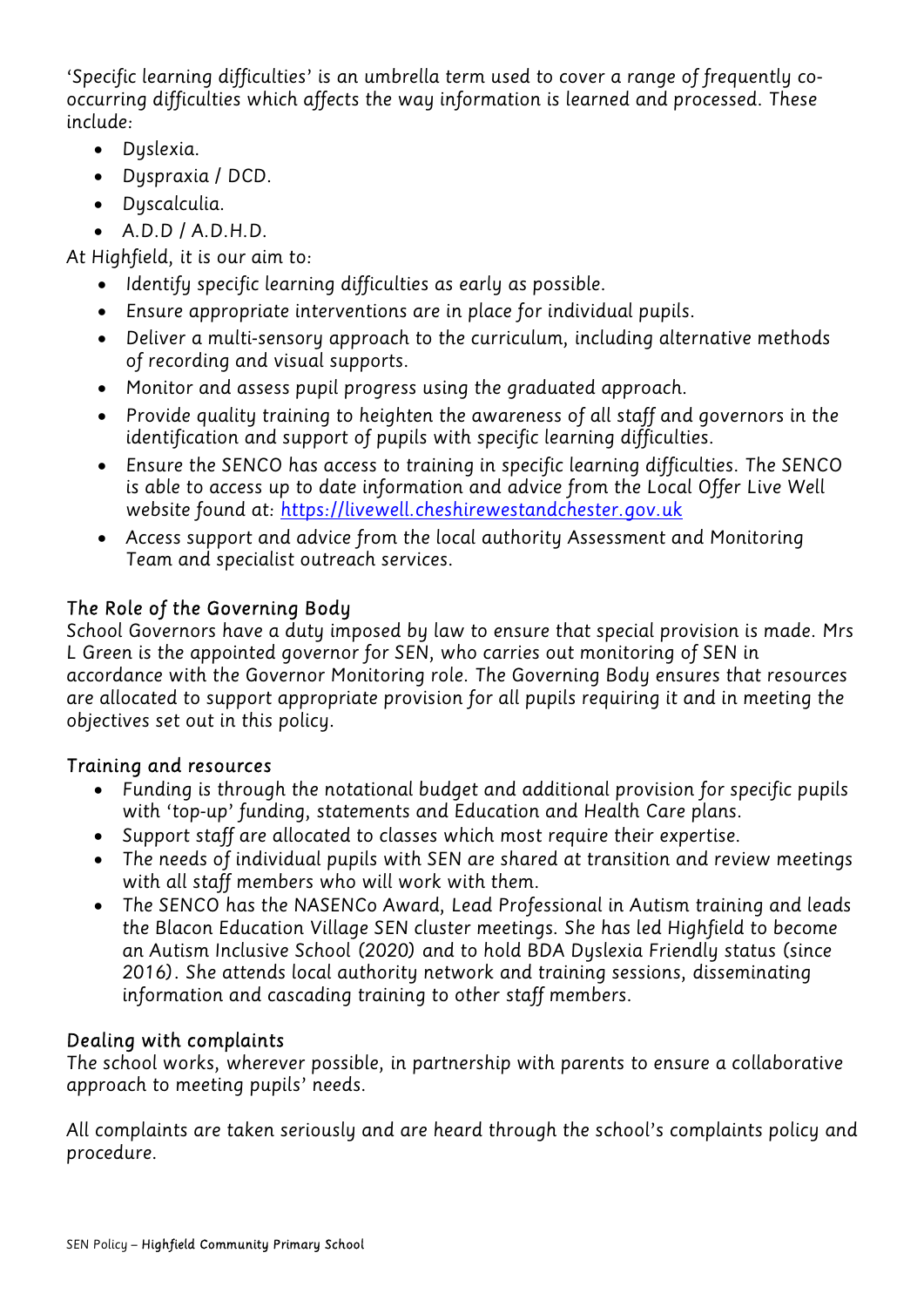'Specific learning difficulties' is an umbrella term used to cover a range of frequently co-occurring difficulties which affects the way information is learned and processed. These include:

- Dyslexia.
- Dyspraxia / DCD.
- Dyscalculia.
- A.D.D / A.D.H.D.

At Highfield, it is our aim to:

- Identify specific learning difficulties as early as possible.
- Ensure appropriate interventions are in place for individual pupils.
- Deliver a multi-sensory approach to the curriculum, including alternative methods of recording and visual supports.
- Monitor and assess pupil progress using the graduated approach.
- Provide quality training to heighten the awareness of all staff and governors in the identification and support of pupils with specific learning difficulties.
- Ensure the SENCO has access to training in specific learning difficulties. The SENCO is able to access up to date information and advice from the Local Offer Live Well website found at: https://livewell.cheshirewestandchester.gov.uk
- Access support and advice from the local authority Assessment and Monitoring Team and specialist outreach services.

## The Role of the Governing Body

School Governors have a duty imposed by law to ensure that special provision is made. Mrs L Green is the appointed governor for SEN, who carries out monitoring of SEN in accordance with the Governor Monitoring role. The Governing Body ensures that resources are allocated to support appropriate provision for all pupils requiring it and in meeting the objectives set out in this policy.

## Training and resources

- Funding is through the notational budget and additional provision for specific pupils with 'top-up' funding, statements and Education and Health Care plans.
- Support staff are allocated to classes which most require their expertise.
- The needs of individual pupils with SEN are shared at transition and review meetings with all staff members who will work with them.
- The SENCO has the NASENCo Award, Lead Professional in Autism training and leads the Blacon Education Village SEN cluster meetings. She has led Highfield to become an Autism Inclusive School (2020) and to hold BDA Dyslexia Friendly status (since 2016). She attends local authority network and training sessions, disseminating information and cascading training to other staff members.

## Dealing with complaints

The school works, wherever possible, in partnership with parents to ensure a collaborative approach to meeting pupils' needs.

All complaints are taken seriously and are heard through the school's complaints policy and procedure.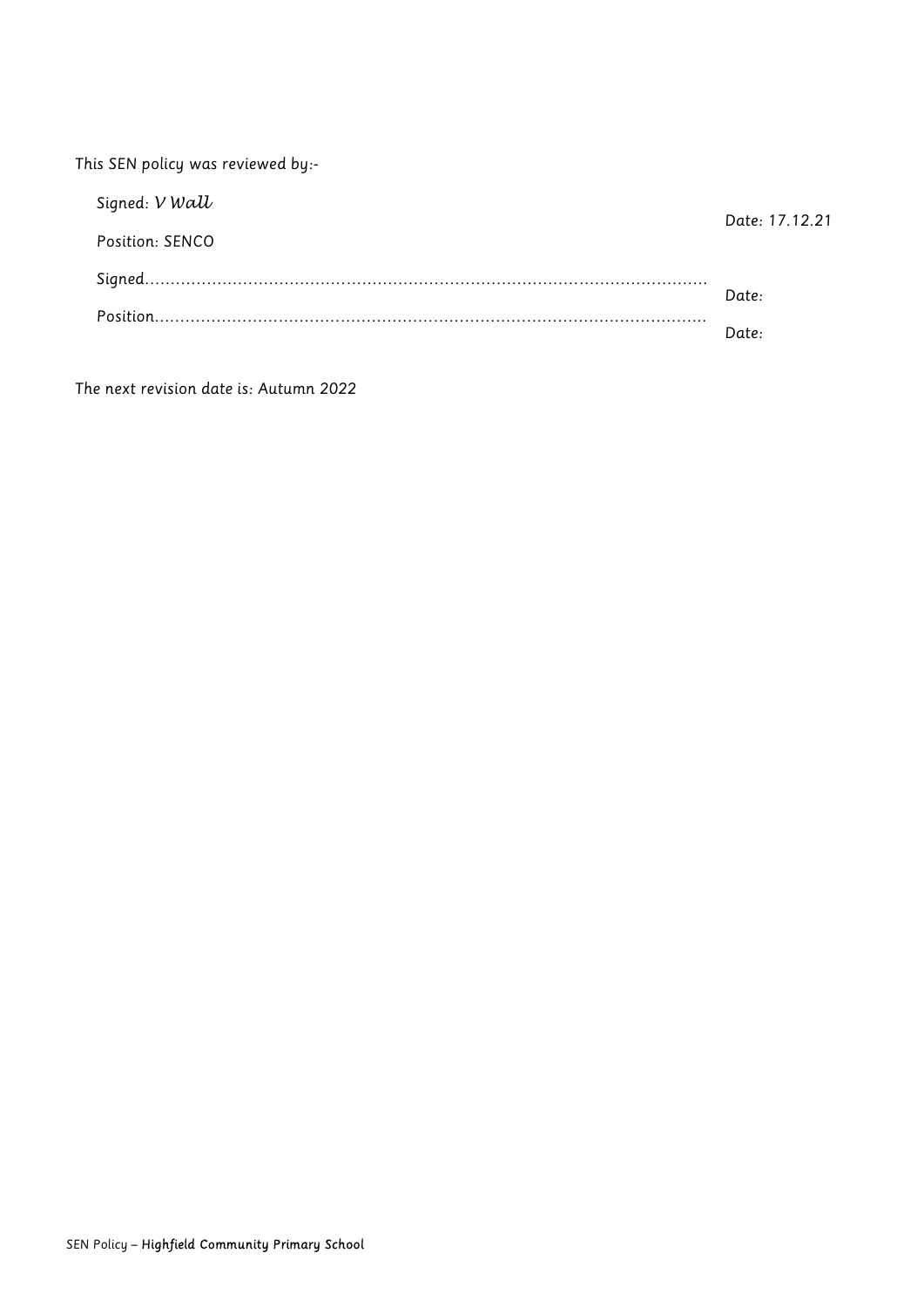This SEN policy was reviewed by:-

Signed: *V Wall*

Position: SENCO

Date: 17.12.21

Signed…………………………………………………………………………………………………

Date:

Position………………………………………………………………………………………………

Date:

The next revision date is: Autumn 2022